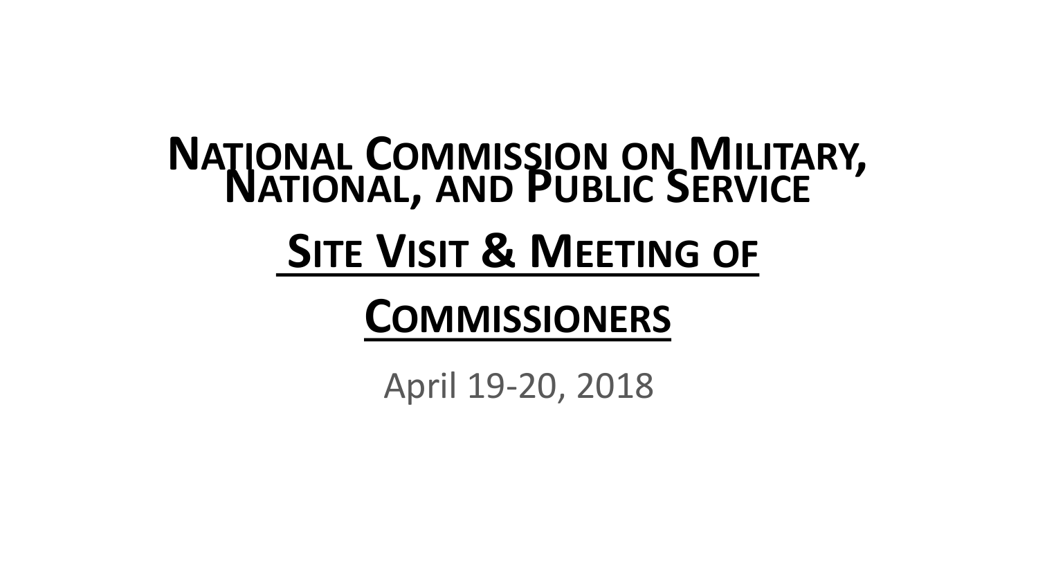# National Commission on Military, National, and Public Service

## Site Visit & Meeting of Commissioners

April 19-20, 2018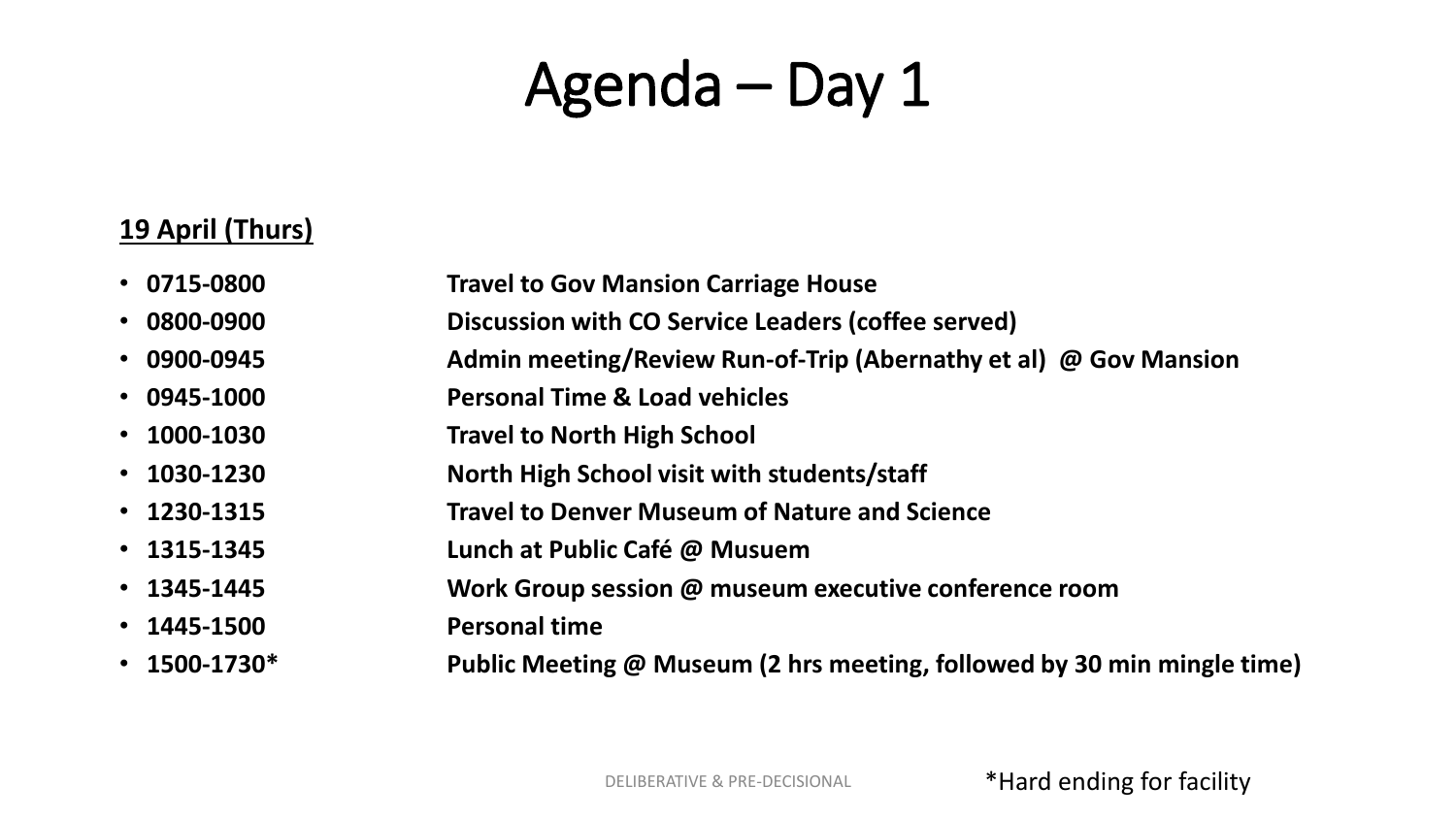# Agenda – Day 1

__19 April (Thurs)__

- **0715-0800** **Travel to Gov Mansion Carriage House**
- **0800-0900** **Discussion with CO Service Leaders (coffee served)**
- **0900-0945** **Admin meeting/Review Run-of-Trip (Abernathy et al) @ Gov Mansion**
- **0945-1000** **Personal Time & Load vehicles**
- **1000-1030** **Travel to North High School**
- **1030-1230** **North High School visit with students/staff**
- **1230-1315** **Travel to Denver Museum of Nature and Science**
- **1315-1345** **Lunch at Public Café @ Musuem**
- **1345-1445** **Work Group session @ museum executive conference room**
- **1445-1500** **Personal time**
- **1500-1730*** **Public Meeting @ Museum (2 hrs meeting, followed by 30 min mingle time)**

DELIBERATIVE & PRE-DECISIONAL

*Hard ending for facility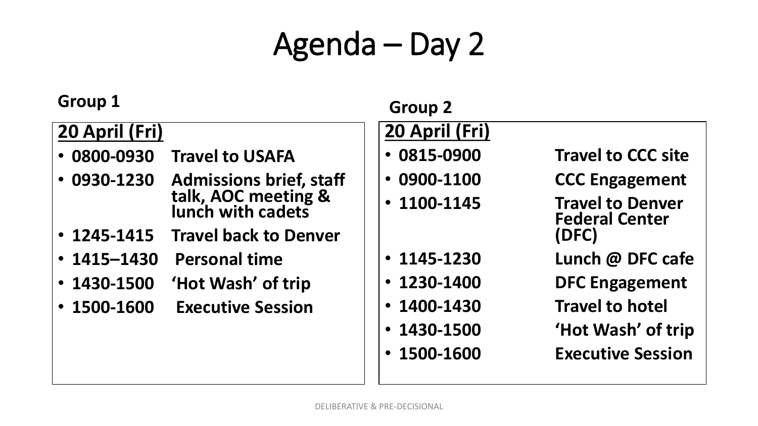# Agenda – Day 2

**Group 1**

**20 April (Fri)**

- **0800-0930 Travel to USAFA**
- **0930-1230 Admissions brief, staff talk, AOC meeting & lunch with cadets**
- **1245-1415 Travel back to Denver**
- **1415–1430 Personal time**
- **1430-1500 'Hot Wash' of trip**
- **1500-1600 Executive Session**

**Group 2**

**20 April (Fri)**

- **0815-0900 Travel to CCC site**
- **0900-1100 CCC Engagement**
- **1100-1145 Travel to Denver Federal Center (DFC)**
- **1145-1230 Lunch @ DFC cafe**
- **1230-1400 DFC Engagement**
- **1400-1430 Travel to hotel**
- **1430-1500 'Hot Wash' of trip**
- **1500-1600 Executive Session**

DELIBERATIVE & PRE-DECISIONAL